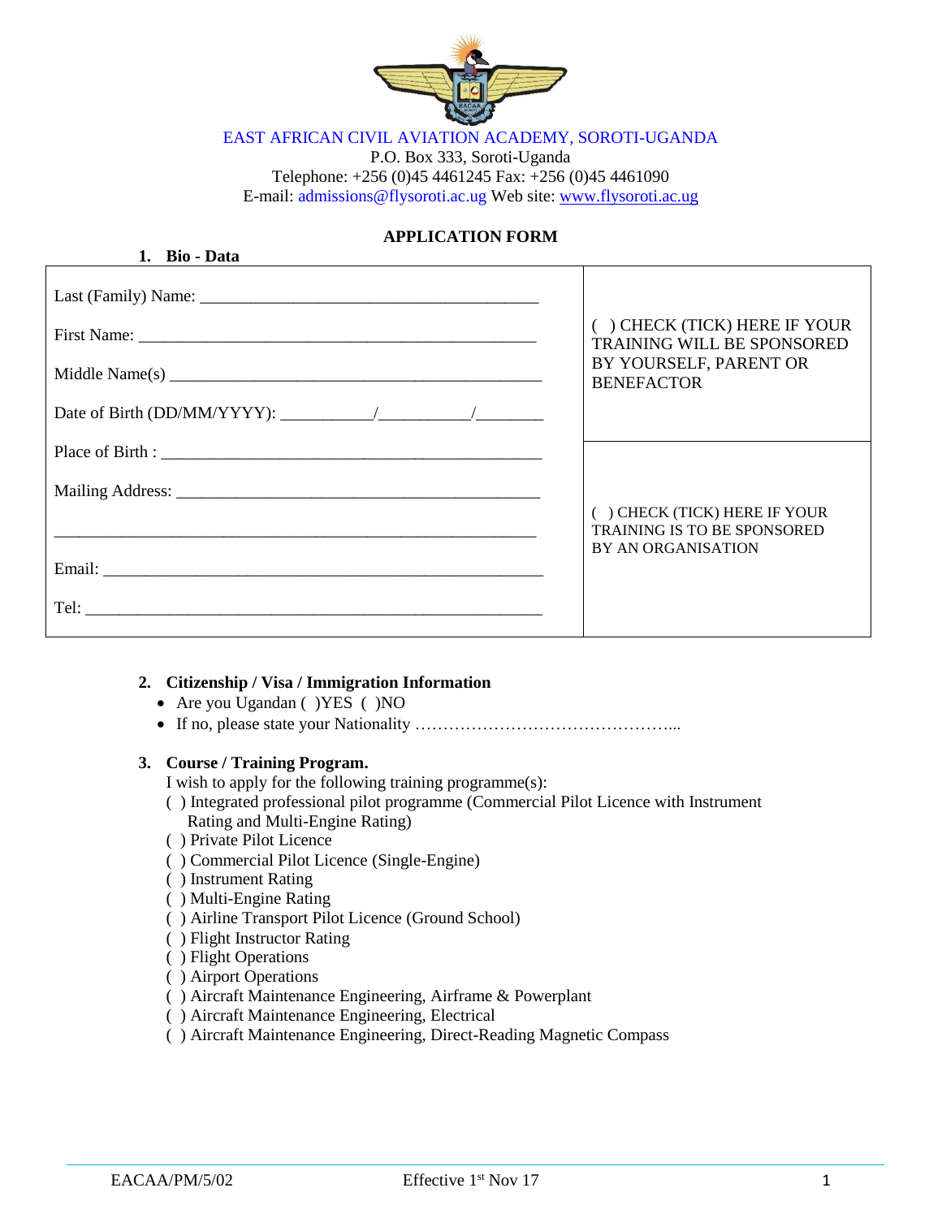EAST AFRICAN CIVIL AVIATION ACADEMY, SOROTI-UGANDA
P.O. Box 333, Soroti-Uganda
Telephone: +256 (0)45 4461245 Fax: +256 (0)45 4461090
E-mail: admissions@flysoroti.ac.ug Web site: www.flysoroti.ac.ug

# APPLICATION FORM

## 1. Bio - Data

| | |
|---|---|
| Last (Family) Name: ______________________________________<br><br>First Name: ______________________________________<br><br>Middle Name(s) ______________________________________<br><br>Date of Birth (DD/MM/YYYY): __________/__________/________ | ( ) CHECK (TICK) HERE IF YOUR TRAINING WILL BE SPONSORED BY YOURSELF, PARENT OR BENEFACTOR |
| Place of Birth : ______________________________________<br><br>Mailing Address: ______________________________________<br><br>______________________________________<br><br>Email: ______________________________________<br><br>Tel: ______________________________________ | ( ) CHECK (TICK) HERE IF YOUR TRAINING IS TO BE SPONSORED BY AN ORGANISATION |

## 2. Citizenship / Visa / Immigration Information

- Are you Ugandan ( )YES ( )NO
- If no, please state your Nationality ………………………………………...

## 3. Course / Training Program.

I wish to apply for the following training programme(s):

( ) Integrated professional pilot programme (Commercial Pilot Licence with Instrument Rating and Multi-Engine Rating)
( ) Private Pilot Licence
( ) Commercial Pilot Licence (Single-Engine)
( ) Instrument Rating
( ) Multi-Engine Rating
( ) Airline Transport Pilot Licence (Ground School)
( ) Flight Instructor Rating
( ) Flight Operations
( ) Airport Operations
( ) Aircraft Maintenance Engineering, Airframe & Powerplant
( ) Aircraft Maintenance Engineering, Electrical
( ) Aircraft Maintenance Engineering, Direct-Reading Magnetic Compass

EACAA/PM/5/02 Effective 1st Nov 17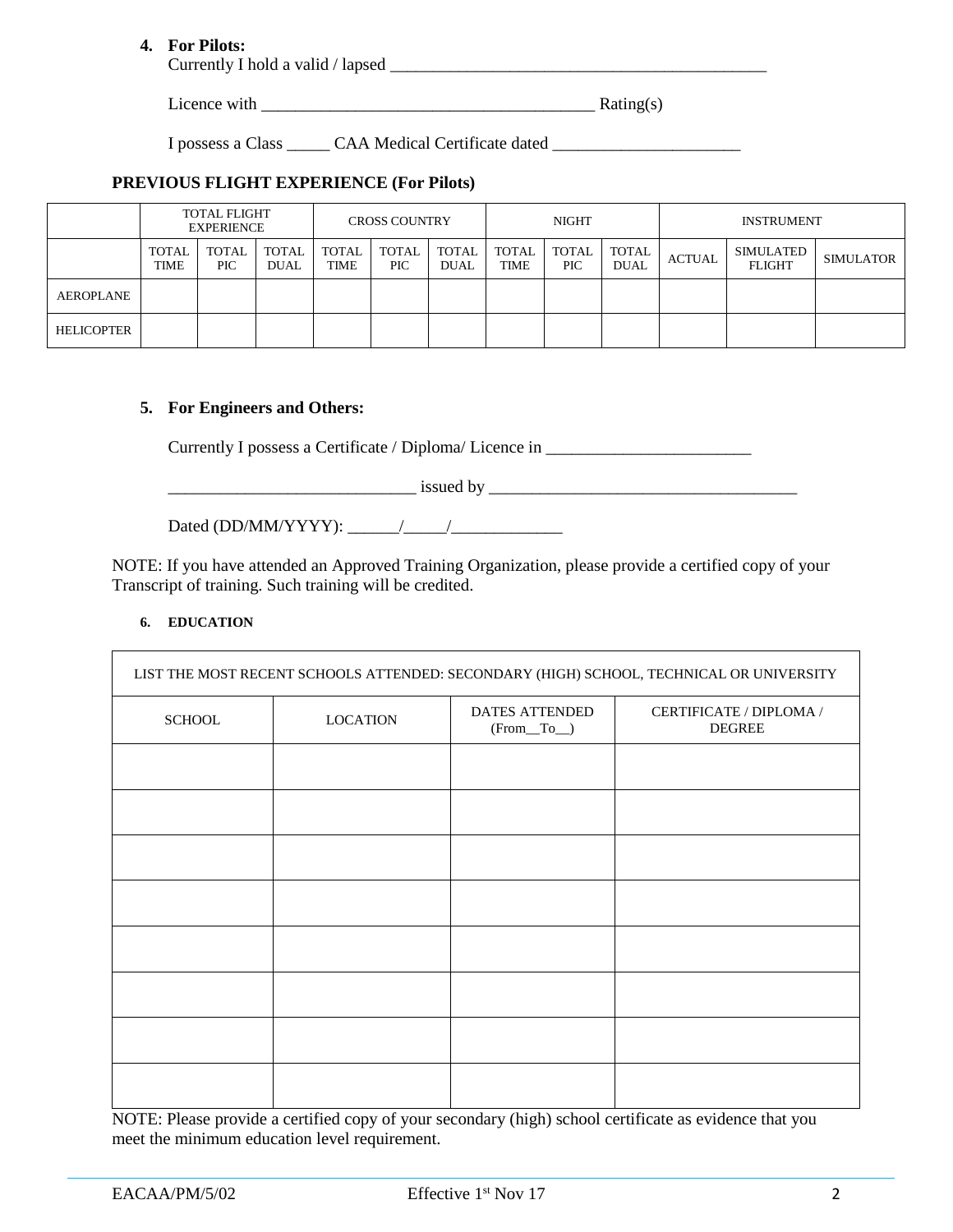**4. For Pilots:**

Currently I hold a valid / lapsed ____________________________________________

Licence with _______________________________________ Rating(s)

I possess a Class _____ CAA Medical Certificate dated ______________________

**PREVIOUS FLIGHT EXPERIENCE (For Pilots)**

| | TOTAL FLIGHT EXPERIENCE | | | CROSS COUNTRY | | | NIGHT | | | INSTRUMENT | | |
|---|---|---|---|---|---|---|---|---|---|---|---|---|
| | TOTAL TIME | TOTAL PIC | TOTAL DUAL | TOTAL TIME | TOTAL PIC | TOTAL DUAL | TOTAL TIME | TOTAL PIC | TOTAL DUAL | ACTUAL | SIMULATED FLIGHT | SIMULATOR |
| AEROPLANE | | | | | | | | | | | | |
| HELICOPTER | | | | | | | | | | | | |

**5. For Engineers and Others:**

Currently I possess a Certificate / Diploma/ Licence in ________________________

_____________________________ issued by ____________________________________

Dated (DD/MM/YYYY): ______/_____/_____________

NOTE: If you have attended an Approved Training Organization, please provide a certified copy of your Transcript of training. Such training will be credited.

**6. EDUCATION**

| LIST THE MOST RECENT SCHOOLS ATTENDED: SECONDARY (HIGH) SCHOOL, TECHNICAL OR UNIVERSITY | | | |
|---|---|---|---|
| SCHOOL | LOCATION | DATES ATTENDED (From__To__) | CERTIFICATE / DIPLOMA / DEGREE |
| | | | |
| | | | |
| | | | |
| | | | |
| | | | |
| | | | |
| | | | |
| | | | |

NOTE: Please provide a certified copy of your secondary (high) school certificate as evidence that you meet the minimum education level requirement.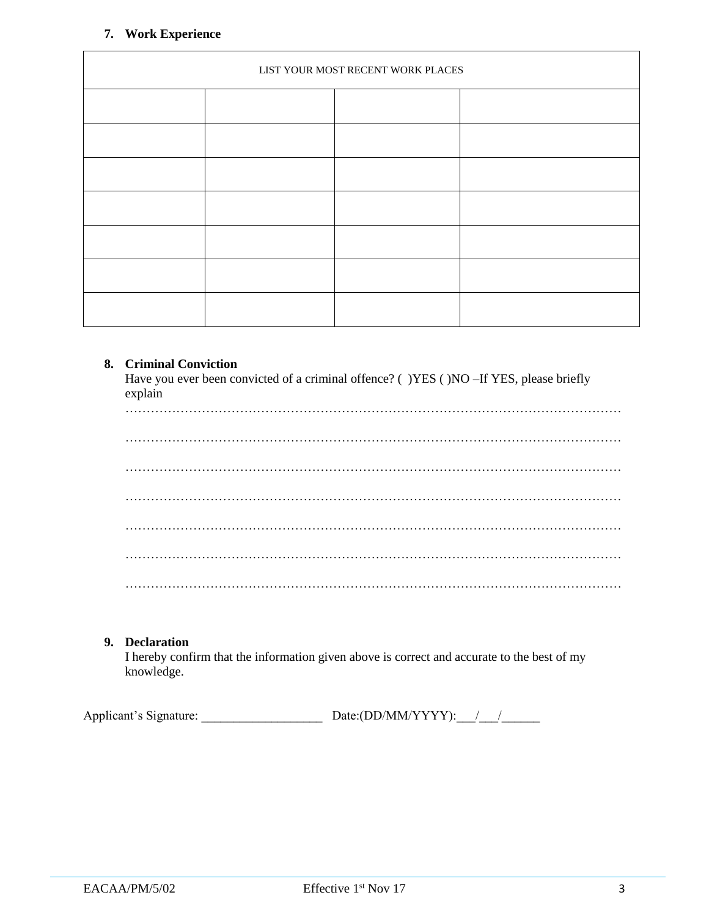### 7. Work Experience

| LIST YOUR MOST RECENT WORK PLACES | | | |
|---|---|---|---|
| | | | |
| | | | |
| | | | |
| | | | |
| | | | |
| | | | |
| | | | |

### 8. Criminal Conviction

Have you ever been convicted of a criminal offence? ( )YES ( )NO –If YES, please briefly explain

……………………………………………………………………………………………………

……………………………………………………………………………………………………

……………………………………………………………………………………………………

……………………………………………………………………………………………………

……………………………………………………………………………………………………

……………………………………………………………………………………………………

……………………………………………………………………………………………………

### 9. Declaration

I hereby confirm that the information given above is correct and accurate to the best of my knowledge.

Applicant's Signature: ___________________ Date:(DD/MM/YYYY):___/___/______

EACAA/PM/5/02 Effective 1st Nov 17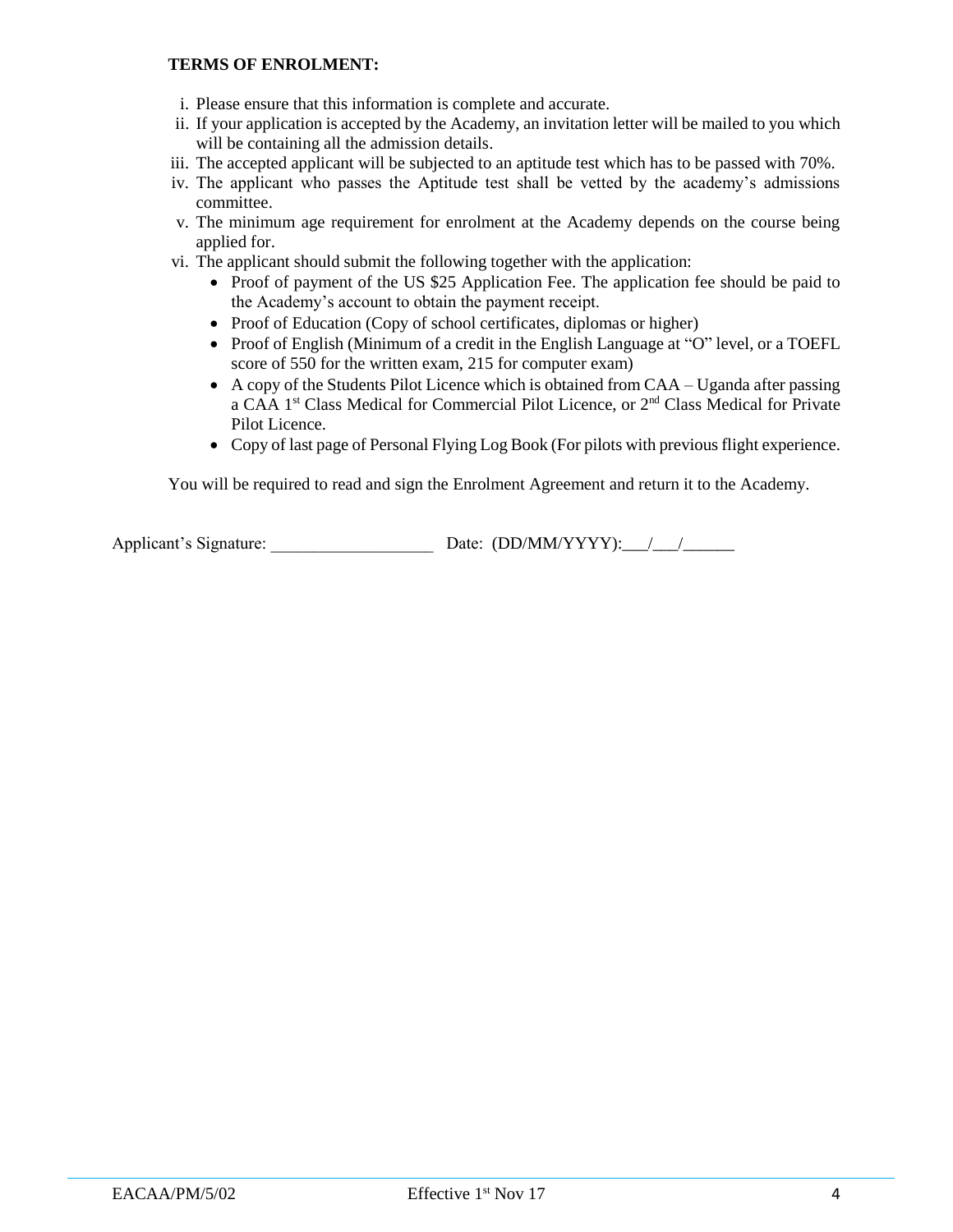**TERMS OF ENROLMENT:**

i. Please ensure that this information is complete and accurate.
ii. If your application is accepted by the Academy, an invitation letter will be mailed to you which will be containing all the admission details.
iii. The accepted applicant will be subjected to an aptitude test which has to be passed with 70%.
iv. The applicant who passes the Aptitude test shall be vetted by the academy's admissions committee.
v. The minimum age requirement for enrolment at the Academy depends on the course being applied for.
vi. The applicant should submit the following together with the application:
   - Proof of payment of the US $25 Application Fee. The application fee should be paid to the Academy's account to obtain the payment receipt.
   - Proof of Education (Copy of school certificates, diplomas or higher)
   - Proof of English (Minimum of a credit in the English Language at "O" level, or a TOEFL score of 550 for the written exam, 215 for computer exam)
   - A copy of the Students Pilot Licence which is obtained from CAA – Uganda after passing a CAA 1st Class Medical for Commercial Pilot Licence, or 2nd Class Medical for Private Pilot Licence.
   - Copy of last page of Personal Flying Log Book (For pilots with previous flight experience.

You will be required to read and sign the Enrolment Agreement and return it to the Academy.

Applicant's Signature: ___________________ Date: (DD/MM/YYYY):___/___/______